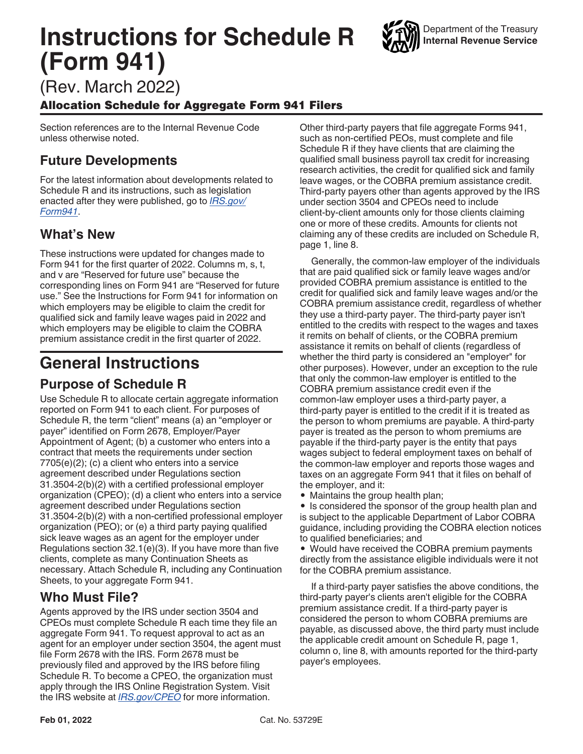# Instructions for Schedule R (Form 941)

Department of the Treasury
Internal Revenue Service

(Rev. March 2022)

**Allocation Schedule for Aggregate Form 941 Filers**

Section references are to the Internal Revenue Code unless otherwise noted.

## Future Developments

For the latest information about developments related to Schedule R and its instructions, such as legislation enacted after they were published, go to *IRS.gov/Form941*.

## What's New

These instructions were updated for changes made to Form 941 for the first quarter of 2022. Columns m, s, t, and v are "Reserved for future use" because the corresponding lines on Form 941 are "Reserved for future use." See the Instructions for Form 941 for information on which employers may be eligible to claim the credit for qualified sick and family leave wages paid in 2022 and which employers may be eligible to claim the COBRA premium assistance credit in the first quarter of 2022.

# General Instructions

## Purpose of Schedule R

Use Schedule R to allocate certain aggregate information reported on Form 941 to each client. For purposes of Schedule R, the term "client" means (a) an "employer or payer" identified on Form 2678, Employer/Payer Appointment of Agent; (b) a customer who enters into a contract that meets the requirements under section 7705(e)(2); (c) a client who enters into a service agreement described under Regulations section 31.3504-2(b)(2) with a certified professional employer organization (CPEO); (d) a client who enters into a service agreement described under Regulations section 31.3504-2(b)(2) with a non-certified professional employer organization (PEO); or (e) a third party paying qualified sick leave wages as an agent for the employer under Regulations section 32.1(e)(3). If you have more than five clients, complete as many Continuation Sheets as necessary. Attach Schedule R, including any Continuation Sheets, to your aggregate Form 941.

## Who Must File?

Agents approved by the IRS under section 3504 and CPEOs must complete Schedule R each time they file an aggregate Form 941. To request approval to act as an agent for an employer under section 3504, the agent must file Form 2678 with the IRS. Form 2678 must be previously filed and approved by the IRS before filing Schedule R. To become a CPEO, the organization must apply through the IRS Online Registration System. Visit the IRS website at *IRS.gov/CPEO* for more information.

Other third-party payers that file aggregate Forms 941, such as non-certified PEOs, must complete and file Schedule R if they have clients that are claiming the qualified small business payroll tax credit for increasing research activities, the credit for qualified sick and family leave wages, or the COBRA premium assistance credit. Third-party payers other than agents approved by the IRS under section 3504 and CPEOs need to include client-by-client amounts only for those clients claiming one or more of these credits. Amounts for clients not claiming any of these credits are included on Schedule R, page 1, line 8.

Generally, the common-law employer of the individuals that are paid qualified sick or family leave wages and/or provided COBRA premium assistance is entitled to the credit for qualified sick and family leave wages and/or the COBRA premium assistance credit, regardless of whether they use a third-party payer. The third-party payer isn't entitled to the credits with respect to the wages and taxes it remits on behalf of clients, or the COBRA premium assistance it remits on behalf of clients (regardless of whether the third party is considered an "employer" for other purposes). However, under an exception to the rule that only the common-law employer is entitled to the COBRA premium assistance credit even if the common-law employer uses a third-party payer, a third-party payer is entitled to the credit if it is treated as the person to whom premiums are payable. A third-party payer is treated as the person to whom premiums are payable if the third-party payer is the entity that pays wages subject to federal employment taxes on behalf of the common-law employer and reports those wages and taxes on an aggregate Form 941 that it files on behalf of the employer, and it:

- Maintains the group health plan;
- Is considered the sponsor of the group health plan and is subject to the applicable Department of Labor COBRA guidance, including providing the COBRA election notices to qualified beneficiaries; and
- Would have received the COBRA premium payments directly from the assistance eligible individuals were it not for the COBRA premium assistance.

If a third-party payer satisfies the above conditions, the third-party payer's clients aren't eligible for the COBRA premium assistance credit. If a third-party payer is considered the person to whom COBRA premiums are payable, as discussed above, the third party must include the applicable credit amount on Schedule R, page 1, column o, line 8, with amounts reported for the third-party payer's employees.

Feb 01, 2022 Cat. No. 53729E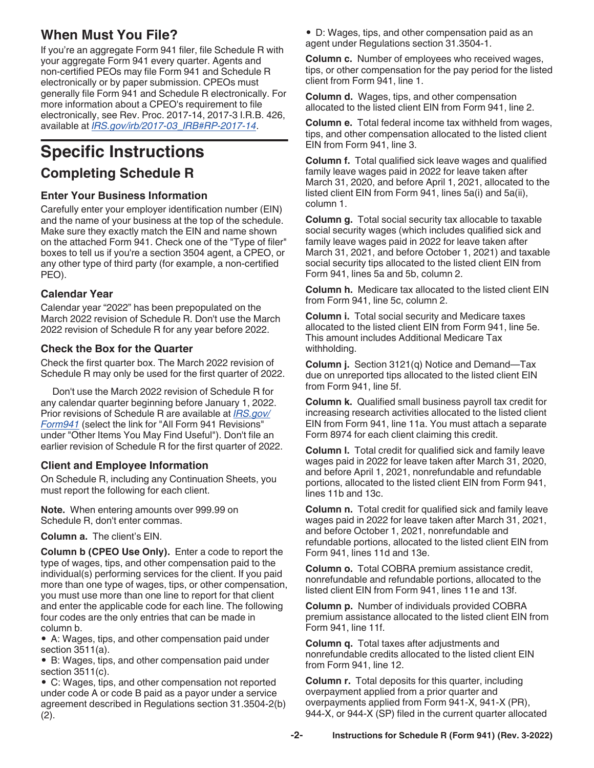## When Must You File?

If you're an aggregate Form 941 filer, file Schedule R with your aggregate Form 941 every quarter. Agents and non-certified PEOs may file Form 941 and Schedule R electronically or by paper submission. CPEOs must generally file Form 941 and Schedule R electronically. For more information about a CPEO's requirement to file electronically, see Rev. Proc. 2017-14, 2017-3 I.R.B. 426, available at *IRS.gov/irb/2017-03_IRB#RP-2017-14*.

# Specific Instructions

## Completing Schedule R

### Enter Your Business Information

Carefully enter your employer identification number (EIN) and the name of your business at the top of the schedule. Make sure they exactly match the EIN and name shown on the attached Form 941. Check one of the "Type of filer" boxes to tell us if you're a section 3504 agent, a CPEO, or any other type of third party (for example, a non-certified PEO).

### Calendar Year

Calendar year "2022" has been prepopulated on the March 2022 revision of Schedule R. Don't use the March 2022 revision of Schedule R for any year before 2022.

### Check the Box for the Quarter

Check the first quarter box. The March 2022 revision of Schedule R may only be used for the first quarter of 2022.

Don't use the March 2022 revision of Schedule R for any calendar quarter beginning before January 1, 2022. Prior revisions of Schedule R are available at *IRS.gov/Form941* (select the link for "All Form 941 Revisions" under "Other Items You May Find Useful"). Don't file an earlier revision of Schedule R for the first quarter of 2022.

### Client and Employee Information

On Schedule R, including any Continuation Sheets, you must report the following for each client.

**Note.** When entering amounts over 999.99 on Schedule R, don't enter commas.

**Column a.** The client's EIN.

**Column b (CPEO Use Only).** Enter a code to report the type of wages, tips, and other compensation paid to the individual(s) performing services for the client. If you paid more than one type of wages, tips, or other compensation, you must use more than one line to report for that client and enter the applicable code for each line. The following four codes are the only entries that can be made in column b.

- A: Wages, tips, and other compensation paid under section 3511(a).
- B: Wages, tips, and other compensation paid under section 3511(c).
- C: Wages, tips, and other compensation not reported under code A or code B paid as a payor under a service agreement described in Regulations section 31.3504-2(b)(2).
- D: Wages, tips, and other compensation paid as an agent under Regulations section 31.3504-1.

**Column c.** Number of employees who received wages, tips, or other compensation for the pay period for the listed client from Form 941, line 1.

**Column d.** Wages, tips, and other compensation allocated to the listed client EIN from Form 941, line 2.

**Column e.** Total federal income tax withheld from wages, tips, and other compensation allocated to the listed client EIN from Form 941, line 3.

**Column f.** Total qualified sick leave wages and qualified family leave wages paid in 2022 for leave taken after March 31, 2020, and before April 1, 2021, allocated to the listed client EIN from Form 941, lines 5a(i) and 5a(ii), column 1.

**Column g.** Total social security tax allocable to taxable social security wages (which includes qualified sick and family leave wages paid in 2022 for leave taken after March 31, 2021, and before October 1, 2021) and taxable social security tips allocated to the listed client EIN from Form 941, lines 5a and 5b, column 2.

**Column h.** Medicare tax allocated to the listed client EIN from Form 941, line 5c, column 2.

**Column i.** Total social security and Medicare taxes allocated to the listed client EIN from Form 941, line 5e. This amount includes Additional Medicare Tax withholding.

**Column j.** Section 3121(q) Notice and Demand—Tax due on unreported tips allocated to the listed client EIN from Form 941, line 5f.

**Column k.** Qualified small business payroll tax credit for increasing research activities allocated to the listed client EIN from Form 941, line 11a. You must attach a separate Form 8974 for each client claiming this credit.

**Column l.** Total credit for qualified sick and family leave wages paid in 2022 for leave taken after March 31, 2020, and before April 1, 2021, nonrefundable and refundable portions, allocated to the listed client EIN from Form 941, lines 11b and 13c.

**Column n.** Total credit for qualified sick and family leave wages paid in 2022 for leave taken after March 31, 2021, and before October 1, 2021, nonrefundable and refundable portions, allocated to the listed client EIN from Form 941, lines 11d and 13e.

**Column o.** Total COBRA premium assistance credit, nonrefundable and refundable portions, allocated to the listed client EIN from Form 941, lines 11e and 13f.

**Column p.** Number of individuals provided COBRA premium assistance allocated to the listed client EIN from Form 941, line 11f.

**Column q.** Total taxes after adjustments and nonrefundable credits allocated to the listed client EIN from Form 941, line 12.

**Column r.** Total deposits for this quarter, including overpayment applied from a prior quarter and overpayments applied from Form 941-X, 941-X (PR), 944-X, or 944-X (SP) filed in the current quarter allocated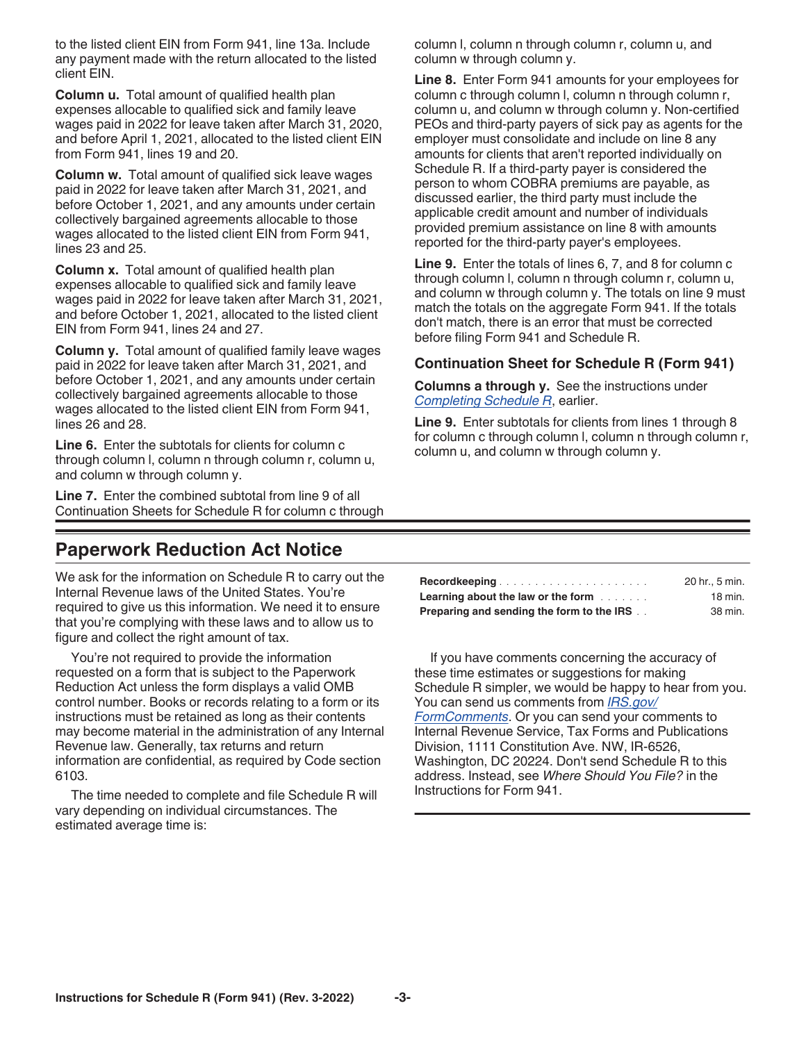to the listed client EIN from Form 941, line 13a. Include any payment made with the return allocated to the listed client EIN.

**Column u.** Total amount of qualified health plan expenses allocable to qualified sick and family leave wages paid in 2022 for leave taken after March 31, 2020, and before April 1, 2021, allocated to the listed client EIN from Form 941, lines 19 and 20.

**Column w.** Total amount of qualified sick leave wages paid in 2022 for leave taken after March 31, 2021, and before October 1, 2021, and any amounts under certain collectively bargained agreements allocable to those wages allocated to the listed client EIN from Form 941, lines 23 and 25.

**Column x.** Total amount of qualified health plan expenses allocable to qualified sick and family leave wages paid in 2022 for leave taken after March 31, 2021, and before October 1, 2021, allocated to the listed client EIN from Form 941, lines 24 and 27.

**Column y.** Total amount of qualified family leave wages paid in 2022 for leave taken after March 31, 2021, and before October 1, 2021, and any amounts under certain collectively bargained agreements allocable to those wages allocated to the listed client EIN from Form 941, lines 26 and 28.

**Line 6.** Enter the subtotals for clients for column c through column l, column n through column r, column u, and column w through column y.

**Line 7.** Enter the combined subtotal from line 9 of all Continuation Sheets for Schedule R for column c through column l, column n through column r, column u, and column w through column y.

**Line 8.** Enter Form 941 amounts for your employees for column c through column l, column n through column r, column u, and column w through column y. Non-certified PEOs and third-party payers of sick pay as agents for the employer must consolidate and include on line 8 any amounts for clients that aren't reported individually on Schedule R. If a third-party payer is considered the person to whom COBRA premiums are payable, as discussed earlier, the third party must include the applicable credit amount and number of individuals provided premium assistance on line 8 with amounts reported for the third-party payer's employees.

**Line 9.** Enter the totals of lines 6, 7, and 8 for column c through column l, column n through column r, column u, and column w through column y. The totals on line 9 must match the totals on the aggregate Form 941. If the totals don't match, there is an error that must be corrected before filing Form 941 and Schedule R.

### Continuation Sheet for Schedule R (Form 941)

**Columns a through y.** See the instructions under *Completing Schedule R*, earlier.

**Line 9.** Enter subtotals for clients from lines 1 through 8 for column c through column l, column n through column r, column u, and column w through column y.

## Paperwork Reduction Act Notice

We ask for the information on Schedule R to carry out the Internal Revenue laws of the United States. You're required to give us this information. We need it to ensure that you're complying with these laws and to allow us to figure and collect the right amount of tax.

You're not required to provide the information requested on a form that is subject to the Paperwork Reduction Act unless the form displays a valid OMB control number. Books or records relating to a form or its instructions must be retained as long as their contents may become material in the administration of any Internal Revenue law. Generally, tax returns and return information are confidential, as required by Code section 6103.

The time needed to complete and file Schedule R will vary depending on individual circumstances. The estimated average time is:

| | |
|---|---|
| **Recordkeeping** | 20 hr., 5 min. |
| **Learning about the law or the form** | 18 min. |
| **Preparing and sending the form to the IRS** | 38 min. |

If you have comments concerning the accuracy of these time estimates or suggestions for making Schedule R simpler, we would be happy to hear from you. You can send us comments from *IRS.gov/FormComments*. Or you can send your comments to Internal Revenue Service, Tax Forms and Publications Division, 1111 Constitution Ave. NW, IR-6526, Washington, DC 20224. Don't send Schedule R to this address. Instead, see *Where Should You File?* in the Instructions for Form 941.